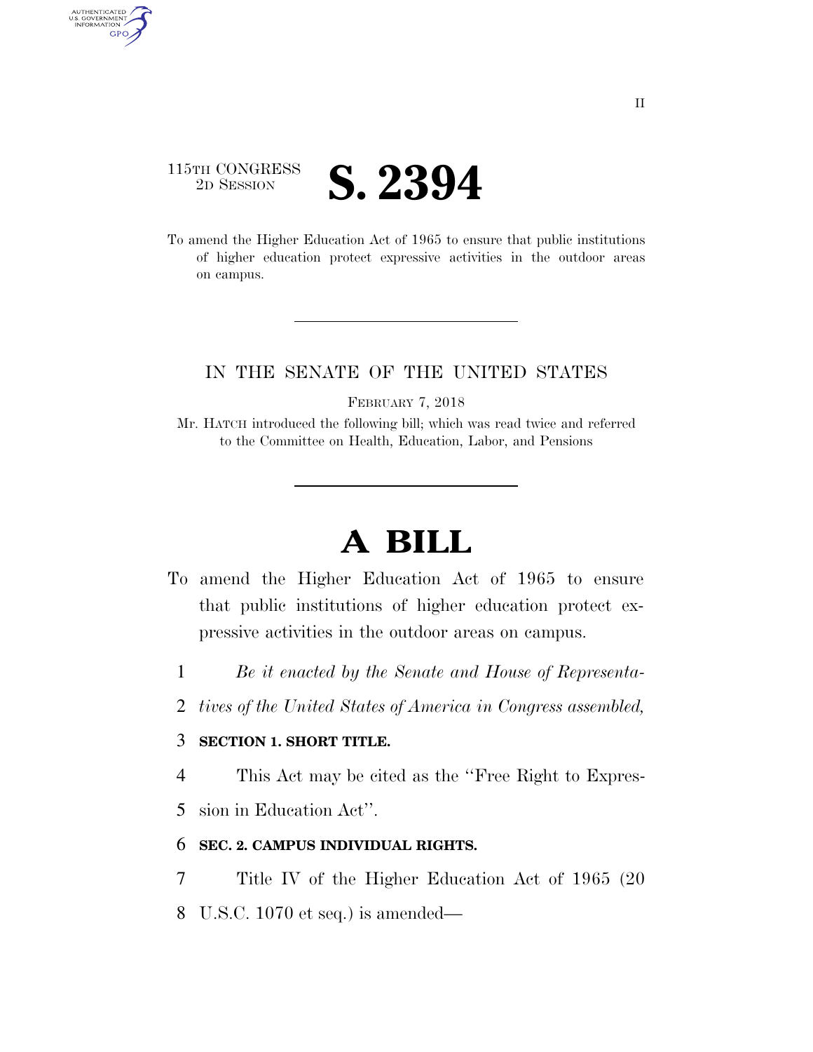115TH CONGRESS
2D SESSION

# S. 2394

To amend the Higher Education Act of 1965 to ensure that public institutions of higher education protect expressive activities in the outdoor areas on campus.

IN THE SENATE OF THE UNITED STATES

FEBRUARY 7, 2018

Mr. HATCH introduced the following bill; which was read twice and referred to the Committee on Health, Education, Labor, and Pensions

# A BILL

To amend the Higher Education Act of 1965 to ensure that public institutions of higher education protect expressive activities in the outdoor areas on campus.

*Be it enacted by the Senate and House of Representatives of the United States of America in Congress assembled,*

**SECTION 1. SHORT TITLE.**

This Act may be cited as the ''Free Right to Expression in Education Act''.

**SEC. 2. CAMPUS INDIVIDUAL RIGHTS.**

Title IV of the Higher Education Act of 1965 (20 U.S.C. 1070 et seq.) is amended—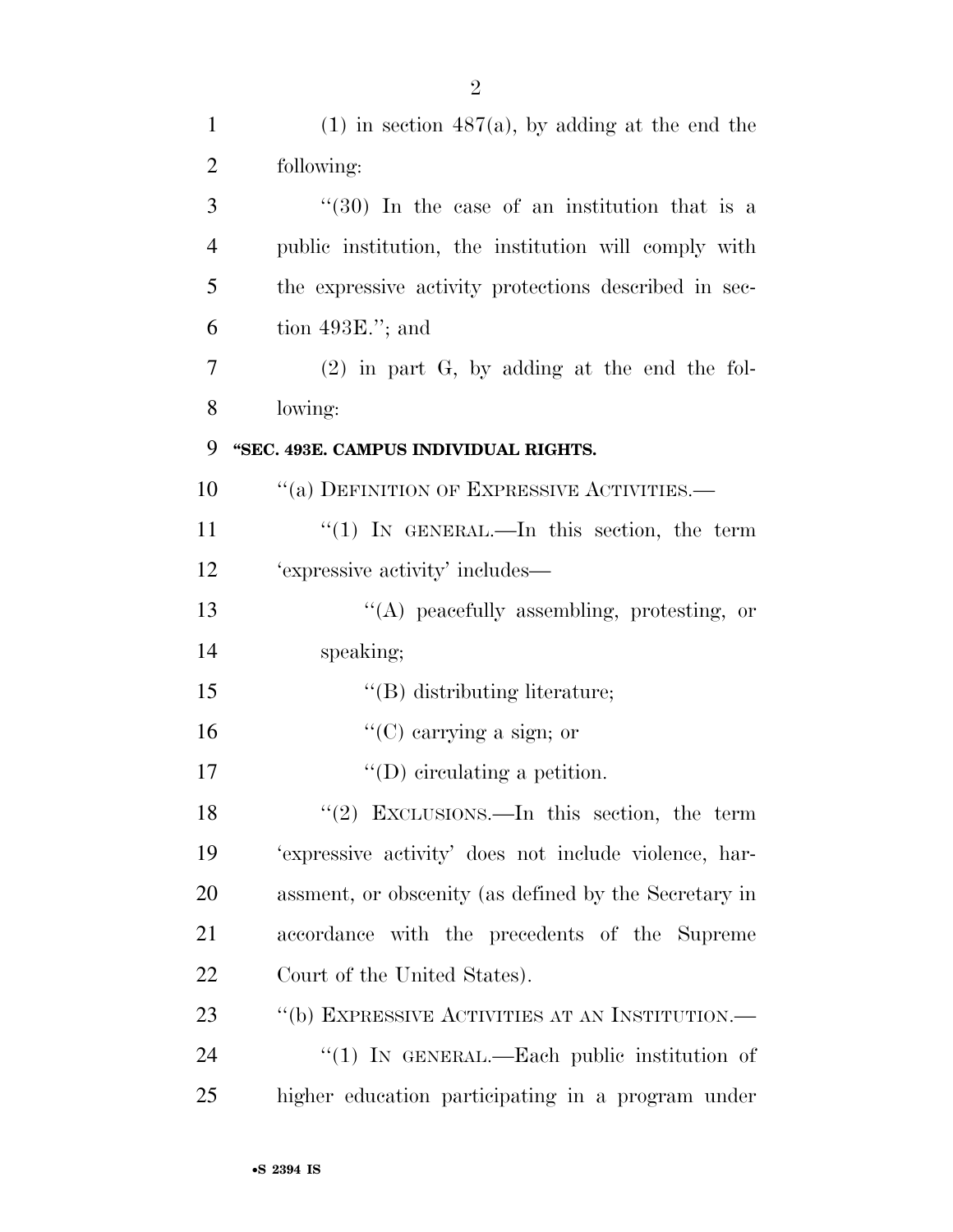(1) in section 487(a), by adding at the end the following:

"(30) In the case of an institution that is a public institution, the institution will comply with the expressive activity protections described in section 493E."; and

(2) in part G, by adding at the end the following:

**"SEC. 493E. CAMPUS INDIVIDUAL RIGHTS.**

"(a) DEFINITION OF EXPRESSIVE ACTIVITIES.—

"(1) IN GENERAL.—In this section, the term 'expressive activity' includes—

"(A) peacefully assembling, protesting, or speaking;

"(B) distributing literature;

"(C) carrying a sign; or

"(D) circulating a petition.

"(2) EXCLUSIONS.—In this section, the term 'expressive activity' does not include violence, harassment, or obscenity (as defined by the Secretary in accordance with the precedents of the Supreme Court of the United States).

"(b) EXPRESSIVE ACTIVITIES AT AN INSTITUTION.—

"(1) IN GENERAL.—Each public institution of higher education participating in a program under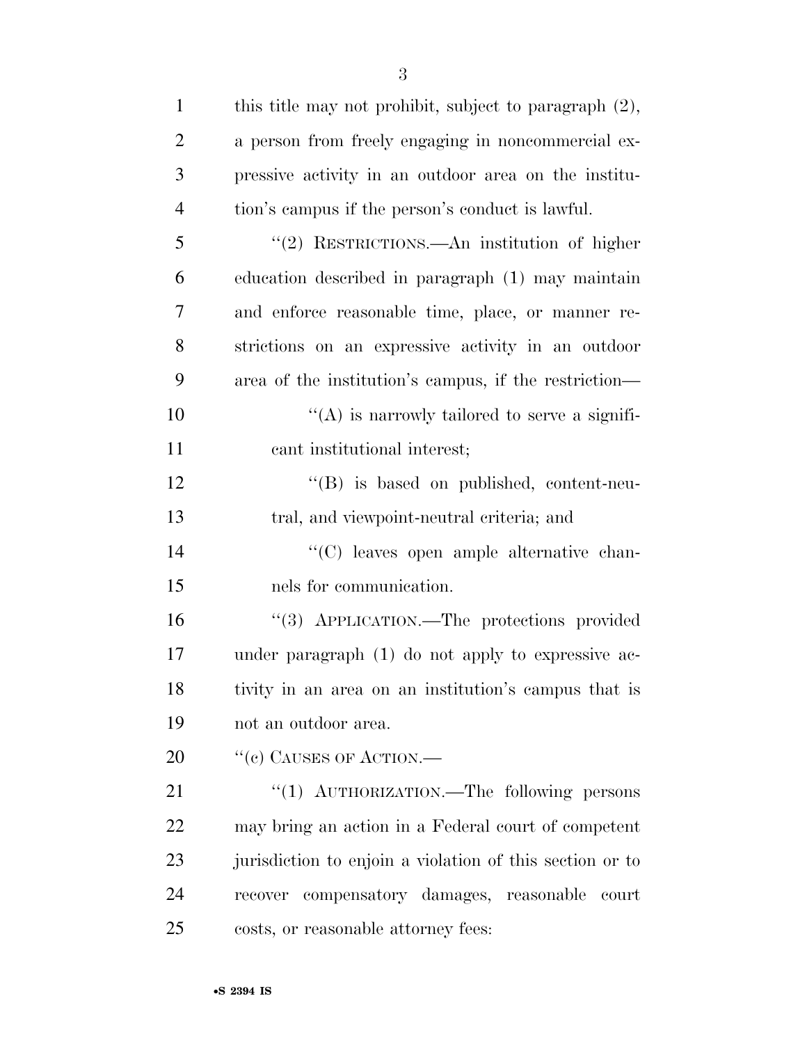this title may not prohibit, subject to paragraph (2), a person from freely engaging in noncommercial expressive activity in an outdoor area on the institution's campus if the person's conduct is lawful.

"(2) RESTRICTIONS.—An institution of higher education described in paragraph (1) may maintain and enforce reasonable time, place, or manner restrictions on an expressive activity in an outdoor area of the institution's campus, if the restriction—

"(A) is narrowly tailored to serve a significant institutional interest;

"(B) is based on published, content-neutral, and viewpoint-neutral criteria; and

"(C) leaves open ample alternative channels for communication.

"(3) APPLICATION.—The protections provided under paragraph (1) do not apply to expressive activity in an area on an institution's campus that is not an outdoor area.

"(c) CAUSES OF ACTION.—

"(1) AUTHORIZATION.—The following persons may bring an action in a Federal court of competent jurisdiction to enjoin a violation of this section or to recover compensatory damages, reasonable court costs, or reasonable attorney fees: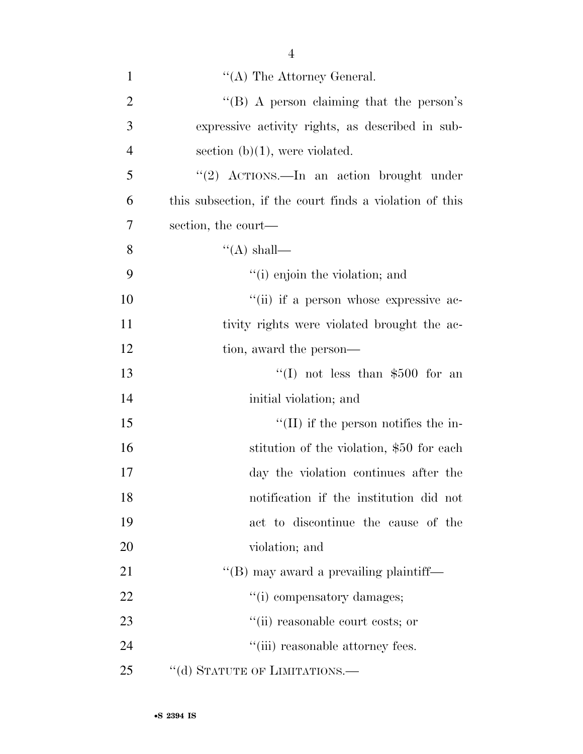"(A) The Attorney General.

"(B) A person claiming that the person's expressive activity rights, as described in subsection (b)(1), were violated.

"(2) ACTIONS.—In an action brought under this subsection, if the court finds a violation of this section, the court—

"(A) shall—

"(i) enjoin the violation; and

"(ii) if a person whose expressive activity rights were violated brought the action, award the person—

"(I) not less than $500 for an initial violation; and

"(II) if the person notifies the institution of the violation, $50 for each day the violation continues after the notification if the institution did not act to discontinue the cause of the violation; and

"(B) may award a prevailing plaintiff—

"(i) compensatory damages;

"(ii) reasonable court costs; or

"(iii) reasonable attorney fees.

"(d) STATUTE OF LIMITATIONS.—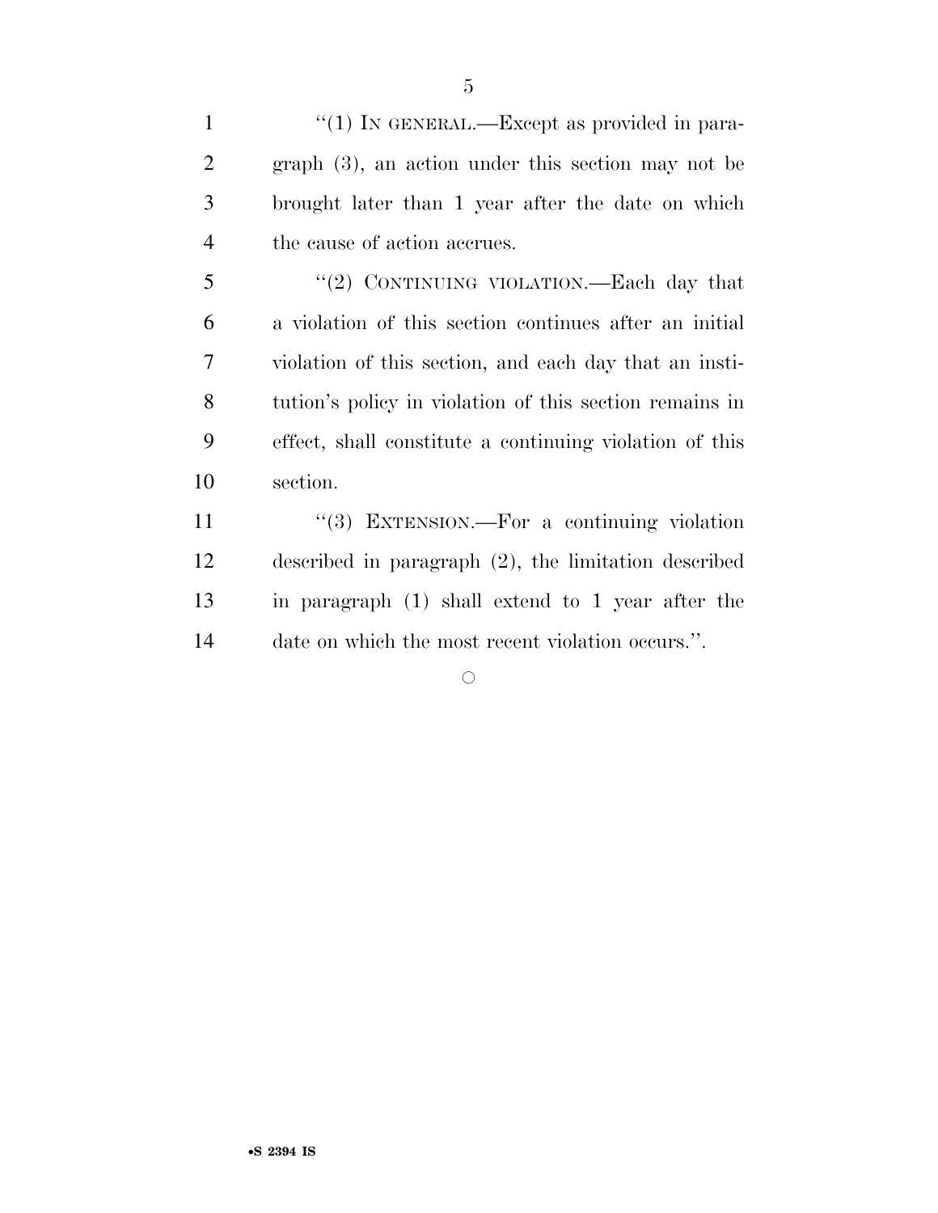"(1) IN GENERAL.—Except as provided in paragraph (3), an action under this section may not be brought later than 1 year after the date on which the cause of action accrues.

"(2) CONTINUING VIOLATION.—Each day that a violation of this section continues after an initial violation of this section, and each day that an institution's policy in violation of this section remains in effect, shall constitute a continuing violation of this section.

"(3) EXTENSION.—For a continuing violation described in paragraph (2), the limitation described in paragraph (1) shall extend to 1 year after the date on which the most recent violation occurs.".

○